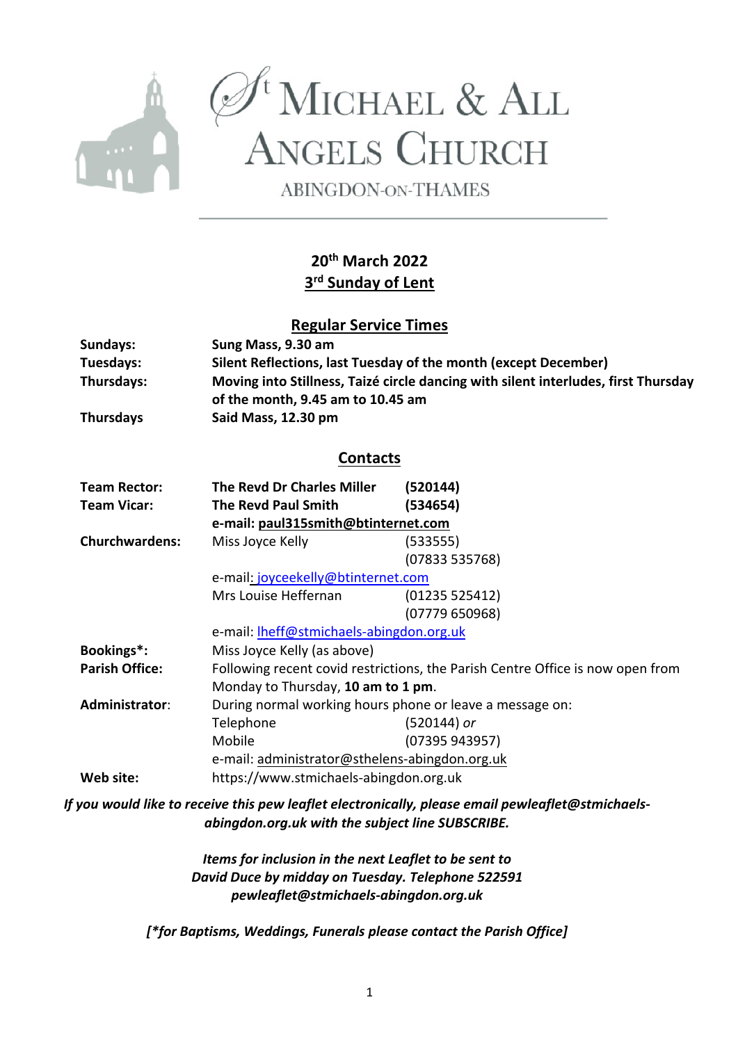# St Michael & All Angels Church

ABINGDON-ON-THAMES

**20th March 2022**
**3rd Sunday of Lent**

## Regular Service Times

| | |
|---|---|
| **Sundays:** | **Sung Mass, 9.30 am** |
| **Tuesdays:** | **Silent Reflections, last Tuesday of the month (except December)** |
| **Thursdays:** | **Moving into Stillness, Taizé circle dancing with silent interludes, first Thursday of the month, 9.45 am to 10.45 am** |
| **Thursdays** | **Said Mass, 12.30 pm** |

## Contacts

| | | |
|---|---|---|
| **Team Rector:** | **The Revd Dr Charles Miller** | **(520144)** |
| **Team Vicar:** | **The Revd Paul Smith** | **(534654)** |
| | **e-mail: paul315smith@btinternet.com** | |
| **Churchwardens:** | Miss Joyce Kelly | (533555) |
| | | (07833 535768) |
| | e-mail: joyceekelly@btinternet.com | |
| | Mrs Louise Heffernan | (01235 525412) |
| | | (07779 650968) |
| | e-mail: lheff@stmichaels-abingdon.org.uk | |
| **Bookings*:** | Miss Joyce Kelly (as above) | |
| **Parish Office:** | Following recent covid restrictions, the Parish Centre Office is now open from Monday to Thursday, **10 am to 1 pm**. | |
| **Administrator**: | During normal working hours phone or leave a message on: | |
| | Telephone | (520144) *or* |
| | Mobile | (07395 943957) |
| | e-mail: administrator@sthelens-abingdon.org.uk | |
| **Web site:** | https://www.stmichaels-abingdon.org.uk | |

***If you would like to receive this pew leaflet electronically, please email pewleaflet@stmichaels-abingdon.org.uk with the subject line SUBSCRIBE.***

***Items for inclusion in the next Leaflet to be sent to David Duce by midday on Tuesday. Telephone 522591 pewleaflet@stmichaels-abingdon.org.uk***

***[*for Baptisms, Weddings, Funerals please contact the Parish Office]***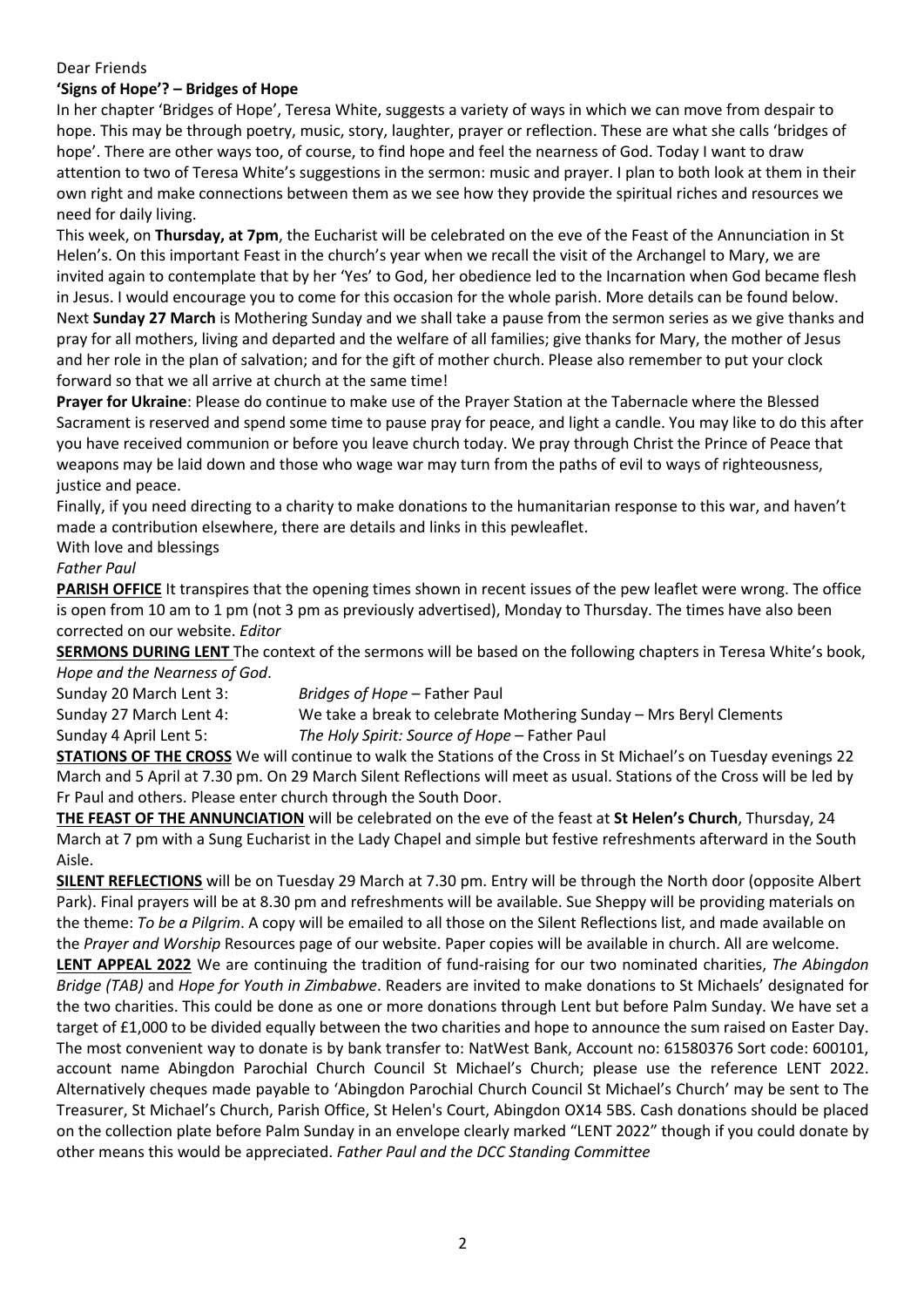Dear Friends

**'Signs of Hope'? – Bridges of Hope**

In her chapter 'Bridges of Hope', Teresa White, suggests a variety of ways in which we can move from despair to hope. This may be through poetry, music, story, laughter, prayer or reflection. These are what she calls 'bridges of hope'. There are other ways too, of course, to find hope and feel the nearness of God. Today I want to draw attention to two of Teresa White's suggestions in the sermon: music and prayer. I plan to both look at them in their own right and make connections between them as we see how they provide the spiritual riches and resources we need for daily living.

This week, on **Thursday, at 7pm**, the Eucharist will be celebrated on the eve of the Feast of the Annunciation in St Helen's. On this important Feast in the church's year when we recall the visit of the Archangel to Mary, we are invited again to contemplate that by her 'Yes' to God, her obedience led to the Incarnation when God became flesh in Jesus. I would encourage you to come for this occasion for the whole parish. More details can be found below.

Next **Sunday 27 March** is Mothering Sunday and we shall take a pause from the sermon series as we give thanks and pray for all mothers, living and departed and the welfare of all families; give thanks for Mary, the mother of Jesus and her role in the plan of salvation; and for the gift of mother church. Please also remember to put your clock forward so that we all arrive at church at the same time!

**Prayer for Ukraine**: Please do continue to make use of the Prayer Station at the Tabernacle where the Blessed Sacrament is reserved and spend some time to pause pray for peace, and light a candle. You may like to do this after you have received communion or before you leave church today. We pray through Christ the Prince of Peace that weapons may be laid down and those who wage war may turn from the paths of evil to ways of righteousness, justice and peace.

Finally, if you need directing to a charity to make donations to the humanitarian response to this war, and haven't made a contribution elsewhere, there are details and links in this pewleaflet.

With love and blessings

*Father Paul*

**PARISH OFFICE** It transpires that the opening times shown in recent issues of the pew leaflet were wrong. The office is open from 10 am to 1 pm (not 3 pm as previously advertised), Monday to Thursday. The times have also been corrected on our website. *Editor*

**SERMONS DURING LENT** The context of the sermons will be based on the following chapters in Teresa White's book, *Hope and the Nearness of God*.

Sunday 20 March Lent 3: *Bridges of Hope* – Father Paul
Sunday 27 March Lent 4: We take a break to celebrate Mothering Sunday – Mrs Beryl Clements
Sunday 4 April Lent 5: *The Holy Spirit: Source of Hope* – Father Paul

**STATIONS OF THE CROSS** We will continue to walk the Stations of the Cross in St Michael's on Tuesday evenings 22 March and 5 April at 7.30 pm. On 29 March Silent Reflections will meet as usual. Stations of the Cross will be led by Fr Paul and others. Please enter church through the South Door.

**THE FEAST OF THE ANNUNCIATION** will be celebrated on the eve of the feast at **St Helen's Church**, Thursday, 24 March at 7 pm with a Sung Eucharist in the Lady Chapel and simple but festive refreshments afterward in the South Aisle.

**SILENT REFLECTIONS** will be on Tuesday 29 March at 7.30 pm. Entry will be through the North door (opposite Albert Park). Final prayers will be at 8.30 pm and refreshments will be available. Sue Sheppy will be providing materials on the theme: *To be a Pilgrim*. A copy will be emailed to all those on the Silent Reflections list, and made available on the *Prayer and Worship* Resources page of our website. Paper copies will be available in church. All are welcome.

**LENT APPEAL 2022** We are continuing the tradition of fund-raising for our two nominated charities, *The Abingdon Bridge (TAB)* and *Hope for Youth in Zimbabwe*. Readers are invited to make donations to St Michaels' designated for the two charities. This could be done as one or more donations through Lent but before Palm Sunday. We have set a target of £1,000 to be divided equally between the two charities and hope to announce the sum raised on Easter Day. The most convenient way to donate is by bank transfer to: NatWest Bank, Account no: 61580376 Sort code: 600101, account name Abingdon Parochial Church Council St Michael's Church; please use the reference LENT 2022. Alternatively cheques made payable to 'Abingdon Parochial Church Council St Michael's Church' may be sent to The Treasurer, St Michael's Church, Parish Office, St Helen's Court, Abingdon OX14 5BS. Cash donations should be placed on the collection plate before Palm Sunday in an envelope clearly marked "LENT 2022" though if you could donate by other means this would be appreciated. *Father Paul and the DCC Standing Committee*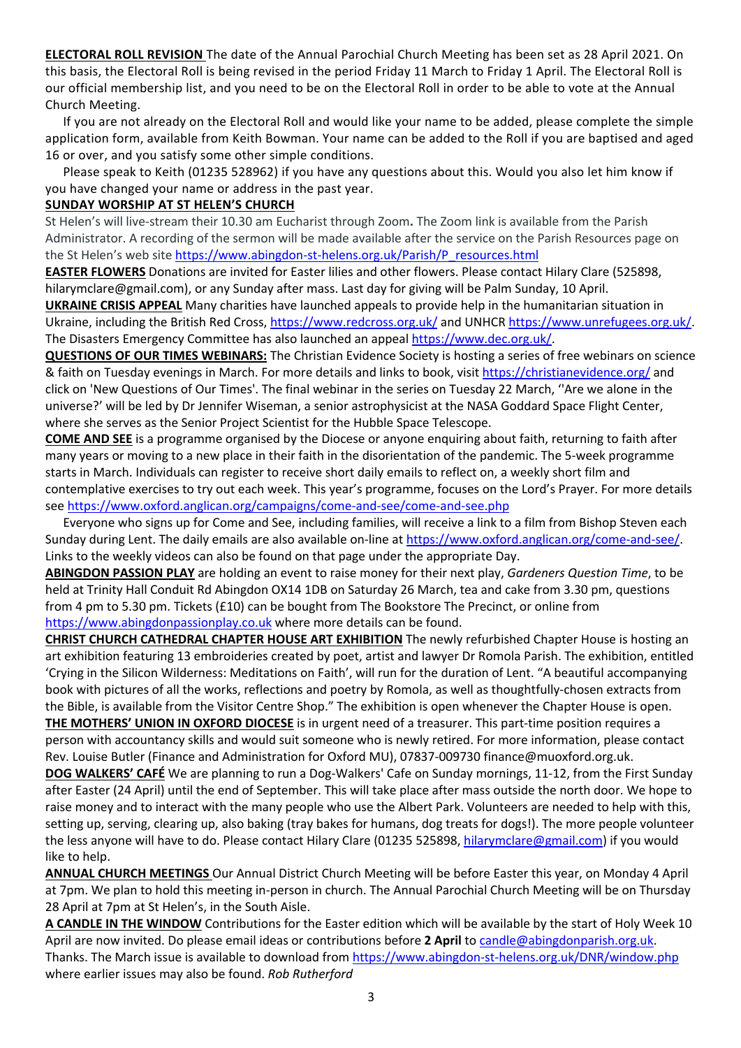**ELECTORAL ROLL REVISION** The date of the Annual Parochial Church Meeting has been set as 28 April 2021. On this basis, the Electoral Roll is being revised in the period Friday 11 March to Friday 1 April. The Electoral Roll is our official membership list, and you need to be on the Electoral Roll in order to be able to vote at the Annual Church Meeting.

If you are not already on the Electoral Roll and would like your name to be added, please complete the simple application form, available from Keith Bowman. Your name can be added to the Roll if you are baptised and aged 16 or over, and you satisfy some other simple conditions.

Please speak to Keith (01235 528962) if you have any questions about this. Would you also let him know if you have changed your name or address in the past year.

**SUNDAY WORSHIP AT ST HELEN'S CHURCH**

St Helen's will live-stream their 10.30 am Eucharist through Zoom**.** The Zoom link is available from the Parish Administrator. A recording of the sermon will be made available after the service on the Parish Resources page on the St Helen's web site https://www.abingdon-st-helens.org.uk/Parish/P_resources.html

**EASTER FLOWERS** Donations are invited for Easter lilies and other flowers. Please contact Hilary Clare (525898, hilarymclare@gmail.com), or any Sunday after mass. Last day for giving will be Palm Sunday, 10 April.

**UKRAINE CRISIS APPEAL** Many charities have launched appeals to provide help in the humanitarian situation in Ukraine, including the British Red Cross, https://www.redcross.org.uk/ and UNHCR https://www.unrefugees.org.uk/. The Disasters Emergency Committee has also launched an appeal https://www.dec.org.uk/.

**QUESTIONS OF OUR TIMES WEBINARS:** The Christian Evidence Society is hosting a series of free webinars on science & faith on Tuesday evenings in March. For more details and links to book, visit https://christianevidence.org/ and click on 'New Questions of Our Times'. The final webinar in the series on Tuesday 22 March, ''Are we alone in the universe?' will be led by Dr Jennifer Wiseman, a senior astrophysicist at the NASA Goddard Space Flight Center, where she serves as the Senior Project Scientist for the Hubble Space Telescope.

**COME AND SEE** is a programme organised by the Diocese or anyone enquiring about faith, returning to faith after many years or moving to a new place in their faith in the disorientation of the pandemic. The 5-week programme starts in March. Individuals can register to receive short daily emails to reflect on, a weekly short film and contemplative exercises to try out each week. This year's programme, focuses on the Lord's Prayer. For more details see https://www.oxford.anglican.org/campaigns/come-and-see/come-and-see.php

Everyone who signs up for Come and See, including families, will receive a link to a film from Bishop Steven each Sunday during Lent. The daily emails are also available on-line at https://www.oxford.anglican.org/come-and-see/. Links to the weekly videos can also be found on that page under the appropriate Day.

**ABINGDON PASSION PLAY** are holding an event to raise money for their next play, *Gardeners Question Time*, to be held at Trinity Hall Conduit Rd Abingdon OX14 1DB on Saturday 26 March, tea and cake from 3.30 pm, questions from 4 pm to 5.30 pm. Tickets (£10) can be bought from The Bookstore The Precinct, or online from https://www.abingdonpassionplay.co.uk where more details can be found.

**CHRIST CHURCH CATHEDRAL CHAPTER HOUSE ART EXHIBITION** The newly refurbished Chapter House is hosting an art exhibition featuring 13 embroideries created by poet, artist and lawyer Dr Romola Parish. The exhibition, entitled 'Crying in the Silicon Wilderness: Meditations on Faith', will run for the duration of Lent. "A beautiful accompanying book with pictures of all the works, reflections and poetry by Romola, as well as thoughtfully-chosen extracts from the Bible, is available from the Visitor Centre Shop." The exhibition is open whenever the Chapter House is open.

**THE MOTHERS' UNION IN OXFORD DIOCESE** is in urgent need of a treasurer. This part-time position requires a person with accountancy skills and would suit someone who is newly retired. For more information, please contact Rev. Louise Butler (Finance and Administration for Oxford MU), 07837-009730 finance@muoxford.org.uk.

**DOG WALKERS' CAFÉ** We are planning to run a Dog-Walkers' Cafe on Sunday mornings, 11-12, from the First Sunday after Easter (24 April) until the end of September. This will take place after mass outside the north door. We hope to raise money and to interact with the many people who use the Albert Park. Volunteers are needed to help with this, setting up, serving, clearing up, also baking (tray bakes for humans, dog treats for dogs!). The more people volunteer the less anyone will have to do. Please contact Hilary Clare (01235 525898, hilarymclare@gmail.com) if you would like to help.

**ANNUAL CHURCH MEETINGS** Our Annual District Church Meeting will be before Easter this year, on Monday 4 April at 7pm. We plan to hold this meeting in-person in church. The Annual Parochial Church Meeting will be on Thursday 28 April at 7pm at St Helen's, in the South Aisle.

**A CANDLE IN THE WINDOW** Contributions for the Easter edition which will be available by the start of Holy Week 10 April are now invited. Do please email ideas or contributions before **2 April** to candle@abingdonparish.org.uk. Thanks. The March issue is available to download from https://www.abingdon-st-helens.org.uk/DNR/window.php where earlier issues may also be found. *Rob Rutherford*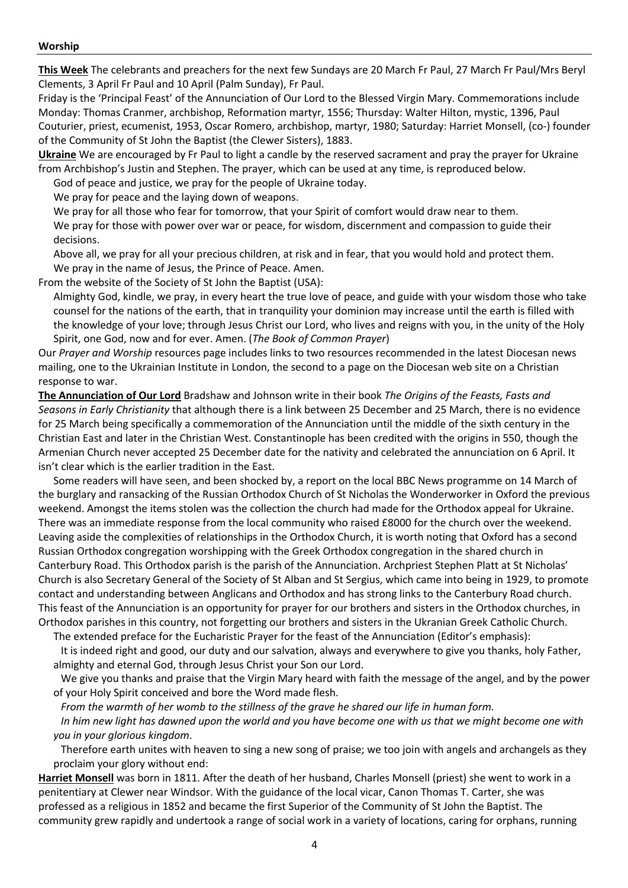### Worship

**This Week** The celebrants and preachers for the next few Sundays are 20 March Fr Paul, 27 March Fr Paul/Mrs Beryl Clements, 3 April Fr Paul and 10 April (Palm Sunday), Fr Paul.

Friday is the 'Principal Feast' of the Annunciation of Our Lord to the Blessed Virgin Mary. Commemorations include Monday: Thomas Cranmer, archbishop, Reformation martyr, 1556; Thursday: Walter Hilton, mystic, 1396, Paul Couturier, priest, ecumenist, 1953, Oscar Romero, archbishop, martyr, 1980; Saturday: Harriet Monsell, (co-) founder of the Community of St John the Baptist (the Clewer Sisters), 1883.

**Ukraine** We are encouraged by Fr Paul to light a candle by the reserved sacrament and pray the prayer for Ukraine from Archbishop's Justin and Stephen. The prayer, which can be used at any time, is reproduced below.

> God of peace and justice, we pray for the people of Ukraine today.
> We pray for peace and the laying down of weapons.
> We pray for all those who fear for tomorrow, that your Spirit of comfort would draw near to them.
> We pray for those with power over war or peace, for wisdom, discernment and compassion to guide their decisions.
> Above all, we pray for all your precious children, at risk and in fear, that you would hold and protect them.
> We pray in the name of Jesus, the Prince of Peace. Amen.

From the website of the Society of St John the Baptist (USA):

> Almighty God, kindle, we pray, in every heart the true love of peace, and guide with your wisdom those who take counsel for the nations of the earth, that in tranquility your dominion may increase until the earth is filled with the knowledge of your love; through Jesus Christ our Lord, who lives and reigns with you, in the unity of the Holy Spirit, one God, now and for ever. Amen. (*The Book of Common Prayer*)

Our *Prayer and Worship* resources page includes links to two resources recommended in the latest Diocesan news mailing, one to the Ukrainian Institute in London, the second to a page on the Diocesan web site on a Christian response to war.

**The Annunciation of Our Lord** Bradshaw and Johnson write in their book *The Origins of the Feasts, Fasts and Seasons in Early Christianity* that although there is a link between 25 December and 25 March, there is no evidence for 25 March being specifically a commemoration of the Annunciation until the middle of the sixth century in the Christian East and later in the Christian West. Constantinople has been credited with the origins in 550, though the Armenian Church never accepted 25 December date for the nativity and celebrated the annunciation on 6 April. It isn't clear which is the earlier tradition in the East.

Some readers will have seen, and been shocked by, a report on the local BBC News programme on 14 March of the burglary and ransacking of the Russian Orthodox Church of St Nicholas the Wonderworker in Oxford the previous weekend. Amongst the items stolen was the collection the church had made for the Orthodox appeal for Ukraine. There was an immediate response from the local community who raised £8000 for the church over the weekend. Leaving aside the complexities of relationships in the Orthodox Church, it is worth noting that Oxford has a second Russian Orthodox congregation worshipping with the Greek Orthodox congregation in the shared church in Canterbury Road. This Orthodox parish is the parish of the Annunciation. Archpriest Stephen Platt at St Nicholas' Church is also Secretary General of the Society of St Alban and St Sergius, which came into being in 1929, to promote contact and understanding between Anglicans and Orthodox and has strong links to the Canterbury Road church. This feast of the Annunciation is an opportunity for prayer for our brothers and sisters in the Orthodox churches, in Orthodox parishes in this country, not forgetting our brothers and sisters in the Ukranian Greek Catholic Church.

The extended preface for the Eucharistic Prayer for the feast of the Annunciation (Editor's emphasis):

> It is indeed right and good, our duty and our salvation, always and everywhere to give you thanks, holy Father, almighty and eternal God, through Jesus Christ your Son our Lord.
>
> We give you thanks and praise that the Virgin Mary heard with faith the message of the angel, and by the power of your Holy Spirit conceived and bore the Word made flesh.
>
> *From the warmth of her womb to the stillness of the grave he shared our life in human form.*
>
> *In him new light has dawned upon the world and you have become one with us that we might become one with you in your glorious kingdom*.
>
> Therefore earth unites with heaven to sing a new song of praise; we too join with angels and archangels as they proclaim your glory without end:

**Harriet Monsell** was born in 1811. After the death of her husband, Charles Monsell (priest) she went to work in a penitentiary at Clewer near Windsor. With the guidance of the local vicar, Canon Thomas T. Carter, she was professed as a religious in 1852 and became the first Superior of the Community of St John the Baptist. The community grew rapidly and undertook a range of social work in a variety of locations, caring for orphans, running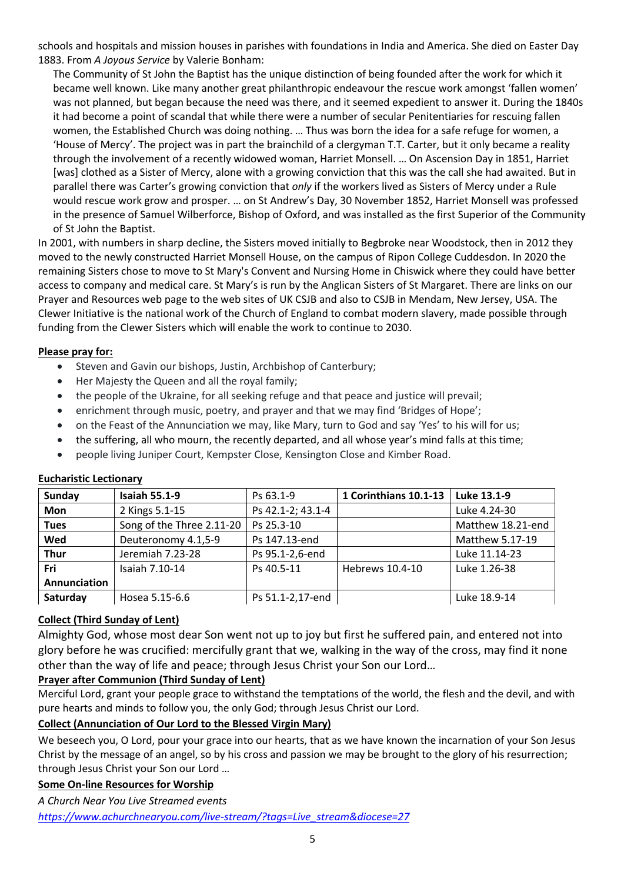schools and hospitals and mission houses in parishes with foundations in India and America. She died on Easter Day 1883. From *A Joyous Service* by Valerie Bonham:

> The Community of St John the Baptist has the unique distinction of being founded after the work for which it became well known. Like many another great philanthropic endeavour the rescue work amongst 'fallen women' was not planned, but began because the need was there, and it seemed expedient to answer it. During the 1840s it had become a point of scandal that while there were a number of secular Penitentiaries for rescuing fallen women, the Established Church was doing nothing. … Thus was born the idea for a safe refuge for women, a 'House of Mercy'. The project was in part the brainchild of a clergyman T.T. Carter, but it only became a reality through the involvement of a recently widowed woman, Harriet Monsell. … On Ascension Day in 1851, Harriet [was] clothed as a Sister of Mercy, alone with a growing conviction that this was the call she had awaited. But in parallel there was Carter's growing conviction that *only* if the workers lived as Sisters of Mercy under a Rule would rescue work grow and prosper. … on St Andrew's Day, 30 November 1852, Harriet Monsell was professed in the presence of Samuel Wilberforce, Bishop of Oxford, and was installed as the first Superior of the Community of St John the Baptist.

In 2001, with numbers in sharp decline, the Sisters moved initially to Begbroke near Woodstock, then in 2012 they moved to the newly constructed Harriet Monsell House, on the campus of Ripon College Cuddesdon. In 2020 the remaining Sisters chose to move to St Mary's Convent and Nursing Home in Chiswick where they could have better access to company and medical care. St Mary's is run by the Anglican Sisters of St Margaret. There are links on our Prayer and Resources web page to the web sites of UK CSJB and also to CSJB in Mendam, New Jersey, USA. The Clewer Initiative is the national work of the Church of England to combat modern slavery, made possible through funding from the Clewer Sisters which will enable the work to continue to 2030.

**Please pray for:**

- Steven and Gavin our bishops, Justin, Archbishop of Canterbury;
- Her Majesty the Queen and all the royal family;
- the people of the Ukraine, for all seeking refuge and that peace and justice will prevail;
- enrichment through music, poetry, and prayer and that we may find 'Bridges of Hope';
- on the Feast of the Annunciation we may, like Mary, turn to God and say 'Yes' to his will for us;
- the suffering, all who mourn, the recently departed, and all whose year's mind falls at this time;
- people living Juniper Court, Kempster Close, Kensington Close and Kimber Road.

**Eucharistic Lectionary**

| **Sunday** | **Isaiah 55.1-9** | Ps 63.1-9 | **1 Corinthians 10.1-13** | **Luke 13.1-9** |
|---|---|---|---|---|
| **Mon** | 2 Kings 5.1-15 | Ps 42.1-2; 43.1-4 | | Luke 4.24-30 |
| **Tues** | Song of the Three 2.11-20 | Ps 25.3-10 | | Matthew 18.21-end |
| **Wed** | Deuteronomy 4.1,5-9 | Ps 147.13-end | | Matthew 5.17-19 |
| **Thur** | Jeremiah 7.23-28 | Ps 95.1-2,6-end | | Luke 11.14-23 |
| **Fri Annunciation** | Isaiah 7.10-14 | Ps 40.5-11 | Hebrews 10.4-10 | Luke 1.26-38 |
| **Saturday** | Hosea 5.15-6.6 | Ps 51.1-2,17-end | | Luke 18.9-14 |

**Collect (Third Sunday of Lent)**

Almighty God, whose most dear Son went not up to joy but first he suffered pain, and entered not into glory before he was crucified: mercifully grant that we, walking in the way of the cross, may find it none other than the way of life and peace; through Jesus Christ your Son our Lord…

**Prayer after Communion (Third Sunday of Lent)**

Merciful Lord, grant your people grace to withstand the temptations of the world, the flesh and the devil, and with pure hearts and minds to follow you, the only God; through Jesus Christ our Lord.

**Collect (Annunciation of Our Lord to the Blessed Virgin Mary)**

We beseech you, O Lord, pour your grace into our hearts, that as we have known the incarnation of your Son Jesus Christ by the message of an angel, so by his cross and passion we may be brought to the glory of his resurrection; through Jesus Christ your Son our Lord …

**Some On-line Resources for Worship**

*A Church Near You Live Streamed events*

*https://www.achurchnearyou.com/live-stream/?tags=Live_stream&diocese=27*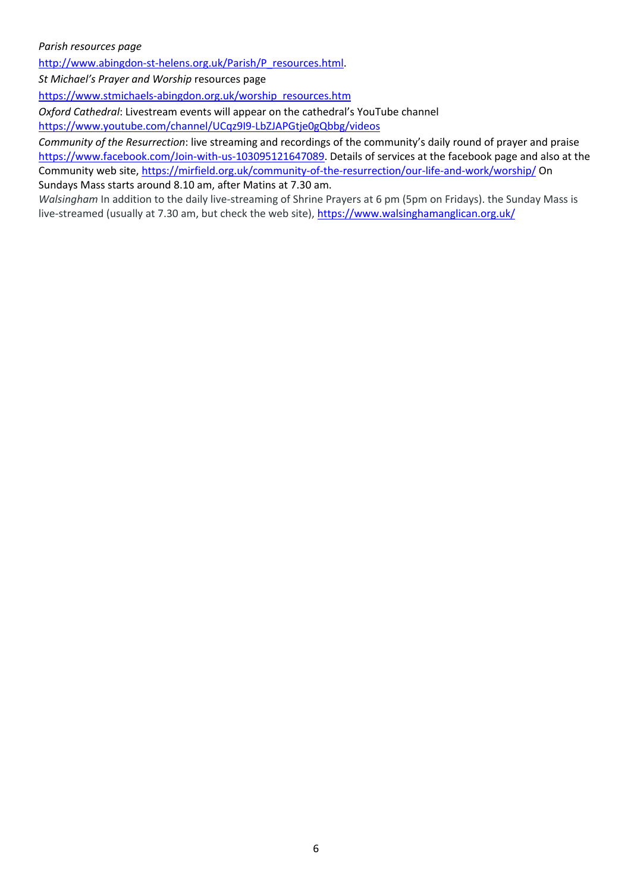*Parish resources page*

http://www.abingdon-st-helens.org.uk/Parish/P_resources.html.

*St Michael's Prayer and Worship* resources page

https://www.stmichaels-abingdon.org.uk/worship_resources.htm

*Oxford Cathedral*: Livestream events will appear on the cathedral's YouTube channel
https://www.youtube.com/channel/UCqz9I9-LbZJAPGtje0gQbbg/videos

*Community of the Resurrection*: live streaming and recordings of the community's daily round of prayer and praise https://www.facebook.com/Join-with-us-103095121647089. Details of services at the facebook page and also at the Community web site, https://mirfield.org.uk/community-of-the-resurrection/our-life-and-work/worship/ On Sundays Mass starts around 8.10 am, after Matins at 7.30 am.

*Walsingham* In addition to the daily live-streaming of Shrine Prayers at 6 pm (5pm on Fridays). the Sunday Mass is live-streamed (usually at 7.30 am, but check the web site), https://www.walsinghamanglican.org.uk/